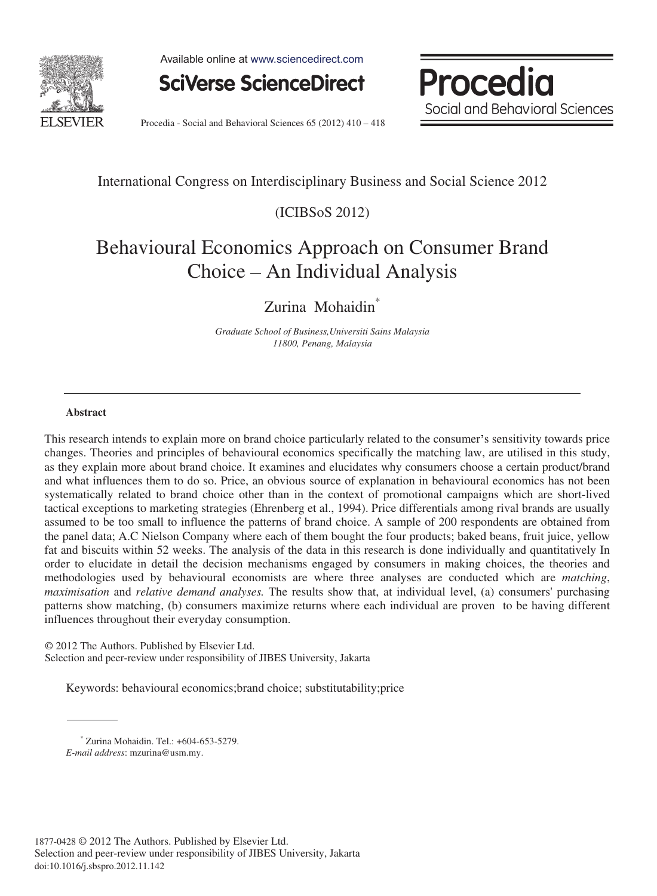International Congress on Interdisciplinary Business and Social Science 2012

(ICIBSoS 2012)

# Behavioural Economics Approach on Consumer Brand Choice – An Individual Analysis

Zurina Mohaidin[*]

*Graduate School of Business,Universiti Sains Malaysia*
*11800, Penang, Malaysia*

---

### Abstract

This research intends to explain more on brand choice particularly related to the consumer's sensitivity towards price changes. Theories and principles of behavioural economics specifically the matching law, are utilised in this study, as they explain more about brand choice. It examines and elucidates why consumers choose a certain product/brand and what influences them to do so. Price, an obvious source of explanation in behavioural economics has not been systematically related to brand choice other than in the context of promotional campaigns which are short-lived tactical exceptions to marketing strategies (Ehrenberg et al., 1994). Price differentials among rival brands are usually assumed to be too small to influence the patterns of brand choice. A sample of 200 respondents are obtained from the panel data; A.C Nielson Company where each of them bought the four products; baked beans, fruit juice, yellow fat and biscuits within 52 weeks. The analysis of the data in this research is done individually and quantitatively In order to elucidate in detail the decision mechanisms engaged by consumers in making choices, the theories and methodologies used by behavioural economists are where three analyses are conducted which are *matching*, *maximisation* and *relative demand analyses.* The results show that, at individual level, (a) consumers' purchasing patterns show matching, (b) consumers maximize returns where each individual are proven to be having different influences throughout their everyday consumption.

© 2012 The Authors. Published by Elsevier Ltd.
Selection and peer-review under responsibility of JIBES University, Jakarta

Keywords: behavioural economics;brand choice; substitutability;price

---

[*] Zurina Mohaidin. Tel.: +604-653-5279.
*E-mail address*: mzurina@usm.my.

1877-0428 © 2012 The Authors. Published by Elsevier Ltd.
Selection and peer-review under responsibility of JIBES University, Jakarta
doi:10.1016/j.sbspro.2012.11.142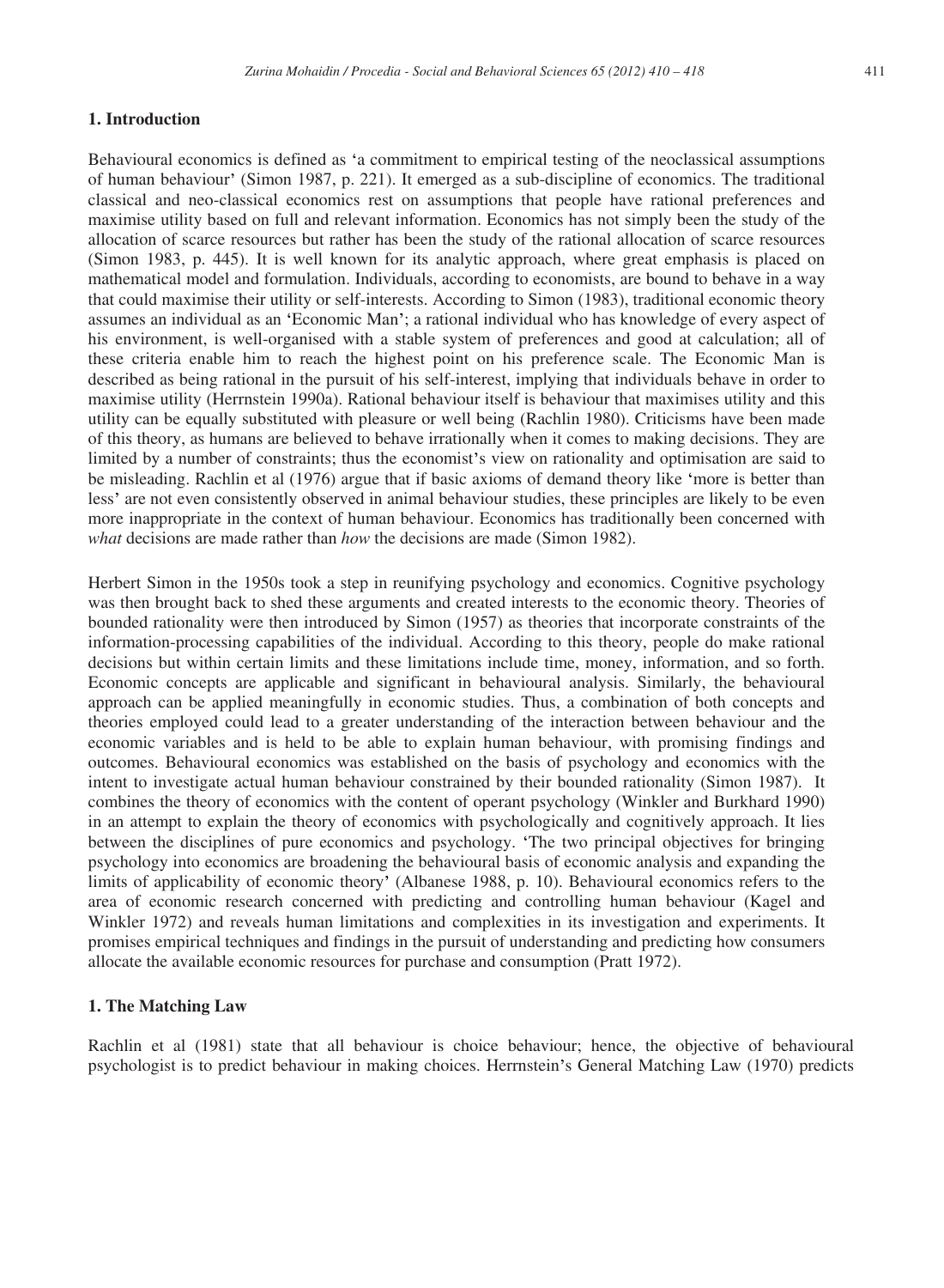## 1. Introduction

Behavioural economics is defined as 'a commitment to empirical testing of the neoclassical assumptions of human behaviour' (Simon 1987, p. 221). It emerged as a sub-discipline of economics. The traditional classical and neo-classical economics rest on assumptions that people have rational preferences and maximise utility based on full and relevant information. Economics has not simply been the study of the allocation of scarce resources but rather has been the study of the rational allocation of scarce resources (Simon 1983, p. 445). It is well known for its analytic approach, where great emphasis is placed on mathematical model and formulation. Individuals, according to economists, are bound to behave in a way that could maximise their utility or self-interests. According to Simon (1983), traditional economic theory assumes an individual as an 'Economic Man'; a rational individual who has knowledge of every aspect of his environment, is well-organised with a stable system of preferences and good at calculation; all of these criteria enable him to reach the highest point on his preference scale. The Economic Man is described as being rational in the pursuit of his self-interest, implying that individuals behave in order to maximise utility (Herrnstein 1990a). Rational behaviour itself is behaviour that maximises utility and this utility can be equally substituted with pleasure or well being (Rachlin 1980). Criticisms have been made of this theory, as humans are believed to behave irrationally when it comes to making decisions. They are limited by a number of constraints; thus the economist's view on rationality and optimisation are said to be misleading. Rachlin et al (1976) argue that if basic axioms of demand theory like 'more is better than less' are not even consistently observed in animal behaviour studies, these principles are likely to be even more inappropriate in the context of human behaviour. Economics has traditionally been concerned with *what* decisions are made rather than *how* the decisions are made (Simon 1982).

Herbert Simon in the 1950s took a step in reunifying psychology and economics. Cognitive psychology was then brought back to shed these arguments and created interests to the economic theory. Theories of bounded rationality were then introduced by Simon (1957) as theories that incorporate constraints of the information-processing capabilities of the individual. According to this theory, people do make rational decisions but within certain limits and these limitations include time, money, information, and so forth. Economic concepts are applicable and significant in behavioural analysis. Similarly, the behavioural approach can be applied meaningfully in economic studies. Thus, a combination of both concepts and theories employed could lead to a greater understanding of the interaction between behaviour and the economic variables and is held to be able to explain human behaviour, with promising findings and outcomes. Behavioural economics was established on the basis of psychology and economics with the intent to investigate actual human behaviour constrained by their bounded rationality (Simon 1987). It combines the theory of economics with the content of operant psychology (Winkler and Burkhard 1990) in an attempt to explain the theory of economics with psychologically and cognitively approach. It lies between the disciplines of pure economics and psychology. 'The two principal objectives for bringing psychology into economics are broadening the behavioural basis of economic analysis and expanding the limits of applicability of economic theory' (Albanese 1988, p. 10). Behavioural economics refers to the area of economic research concerned with predicting and controlling human behaviour (Kagel and Winkler 1972) and reveals human limitations and complexities in its investigation and experiments. It promises empirical techniques and findings in the pursuit of understanding and predicting how consumers allocate the available economic resources for purchase and consumption (Pratt 1972).

## 1. The Matching Law

Rachlin et al (1981) state that all behaviour is choice behaviour; hence, the objective of behavioural psychologist is to predict behaviour in making choices. Herrnstein's General Matching Law (1970) predicts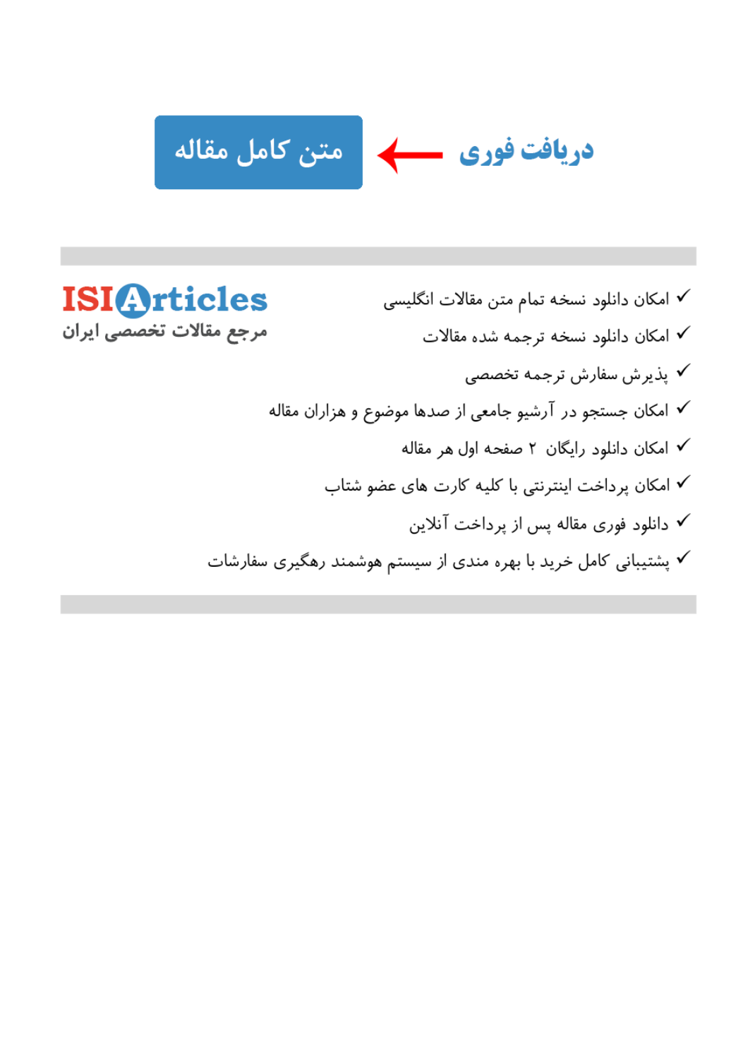دریافت فوری ← **متن کامل مقاله**

**ISIArticles**
مرجع مقالات تخصصی ایران

- ✓ امکان دانلود نسخه تمام متن مقالات انگلیسی
- ✓ امکان دانلود نسخه ترجمه شده مقالات
- ✓ پذیرش سفارش ترجمه تخصصی
- ✓ امکان جستجو در آرشیو جامعی از صدها موضوع و هزاران مقاله
- ✓ امکان دانلود رایگان ۲ صفحه اول هر مقاله
- ✓ امکان پرداخت اینترنتی با کلیه کارت های عضو شتاب
- ✓ دانلود فوری مقاله پس از پرداخت آنلاین
- ✓ پشتیبانی کامل خرید با بهره مندی از سیستم هوشمند رهگیری سفارشات